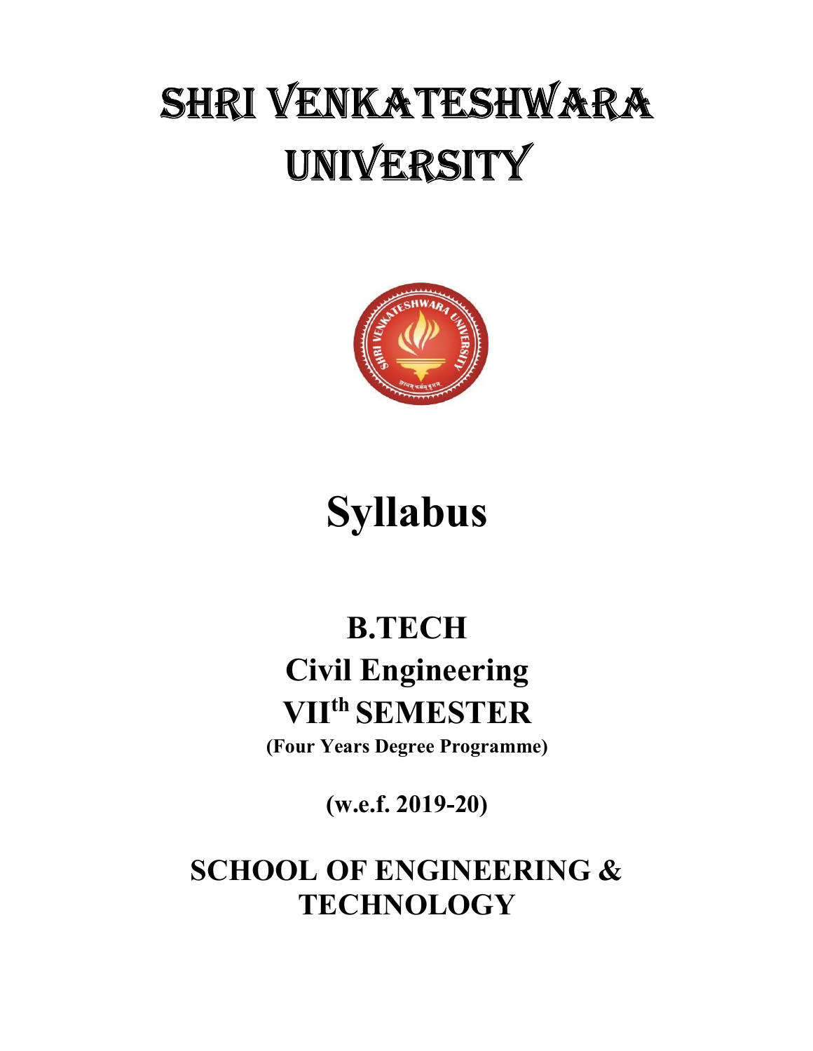# SHRI VENKATESHWARA UNIVERSITY

# Syllabus

## B.TECH

## Civil Engineering

## VII$^{th}$ SEMESTER

**(Four Years Degree Programme)**

**(w.e.f. 2019-20)**

## SCHOOL OF ENGINEERING & TECHNOLOGY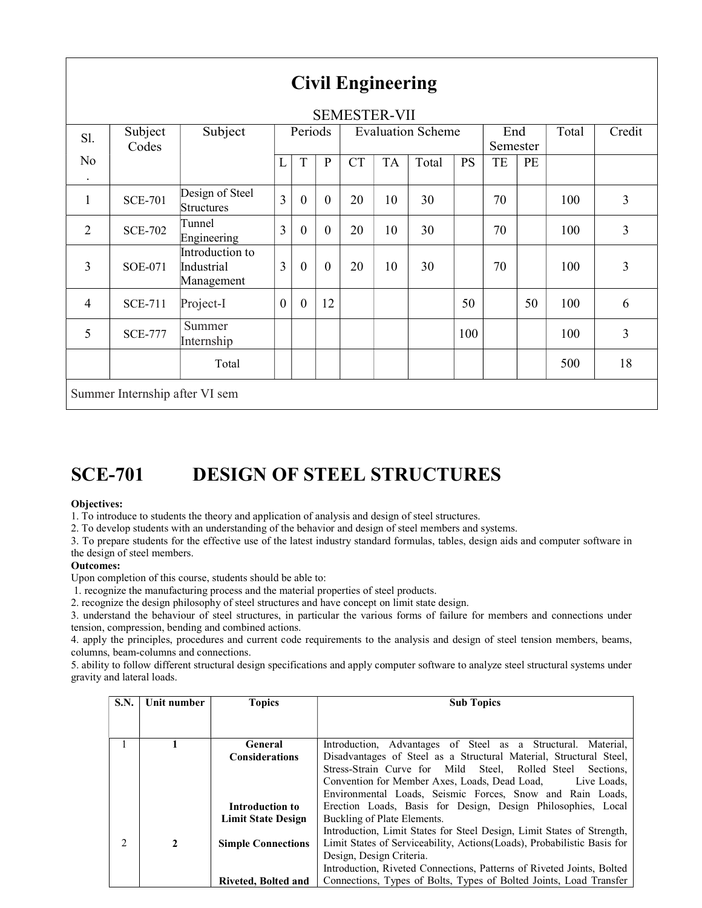# Civil Engineering

## SEMESTER-VII

| Sl. No. | Subject Codes | Subject | Periods | | | Evaluation Scheme | | | | End Semester | | Total | Credit |
|---|---|---|---|---|---|---|---|---|---|---|---|---|---|
| | | | L | T | P | CT | TA | Total | PS | TE | PE | | |
| 1 | SCE-701 | Design of Steel Structures | 3 | 0 | 0 | 20 | 10 | 30 | | 70 | | 100 | 3 |
| 2 | SCE-702 | Tunnel Engineering | 3 | 0 | 0 | 20 | 10 | 30 | | 70 | | 100 | 3 |
| 3 | SOE-071 | Introduction to Industrial Management | 3 | 0 | 0 | 20 | 10 | 30 | | 70 | | 100 | 3 |
| 4 | SCE-711 | Project-I | 0 | 0 | 12 | | | | 50 | | 50 | 100 | 6 |
| 5 | SCE-777 | Summer Internship | | | | | | | 100 | | | 100 | 3 |
| | | Total | | | | | | | | | | 500 | 18 |

Summer Internship after VI sem

# SCE-701 DESIGN OF STEEL STRUCTURES

**Objectives:**

1. To introduce to students the theory and application of analysis and design of steel structures.
2. To develop students with an understanding of the behavior and design of steel members and systems.
3. To prepare students for the effective use of the latest industry standard formulas, tables, design aids and computer software in the design of steel members.

**Outcomes:**

Upon completion of this course, students should be able to:

1. recognize the manufacturing process and the material properties of steel products.
2. recognize the design philosophy of steel structures and have concept on limit state design.
3. understand the behaviour of steel structures, in particular the various forms of failure for members and connections under tension, compression, bending and combined actions.
4. apply the principles, procedures and current code requirements to the analysis and design of steel tension members, beams, columns, beam-columns and connections.
5. ability to follow different structural design specifications and apply computer software to analyze steel structural systems under gravity and lateral loads.

| S.N. | Unit number | Topics | Sub Topics |
|---|---|---|---|
| 1 | 1 | **General Considerations** | Introduction, Advantages of Steel as a Structural. Material, Disadvantages of Steel as a Structural Material, Structural Steel, Stress-Strain Curve for Mild Steel, Rolled Steel Sections, Convention for Member Axes, Loads, Dead Load, Live Loads, Environmental Loads, Seismic Forces, Snow and Rain Loads, Erection Loads, Basis for Design, Design Philosophies, Local Buckling of Plate Elements. |
| | | **Introduction to Limit State Design** | Introduction, Limit States for Steel Design, Limit States of Strength, Limit States of Serviceability, Actions(Loads), Probabilistic Basis for Design, Design Criteria. |
| 2 | 2 | **Simple Connections** | |
| | | **Riveted, Bolted and** | Introduction, Riveted Connections, Patterns of Riveted Joints, Bolted Connections, Types of Bolts, Types of Bolted Joints, Load Transfer |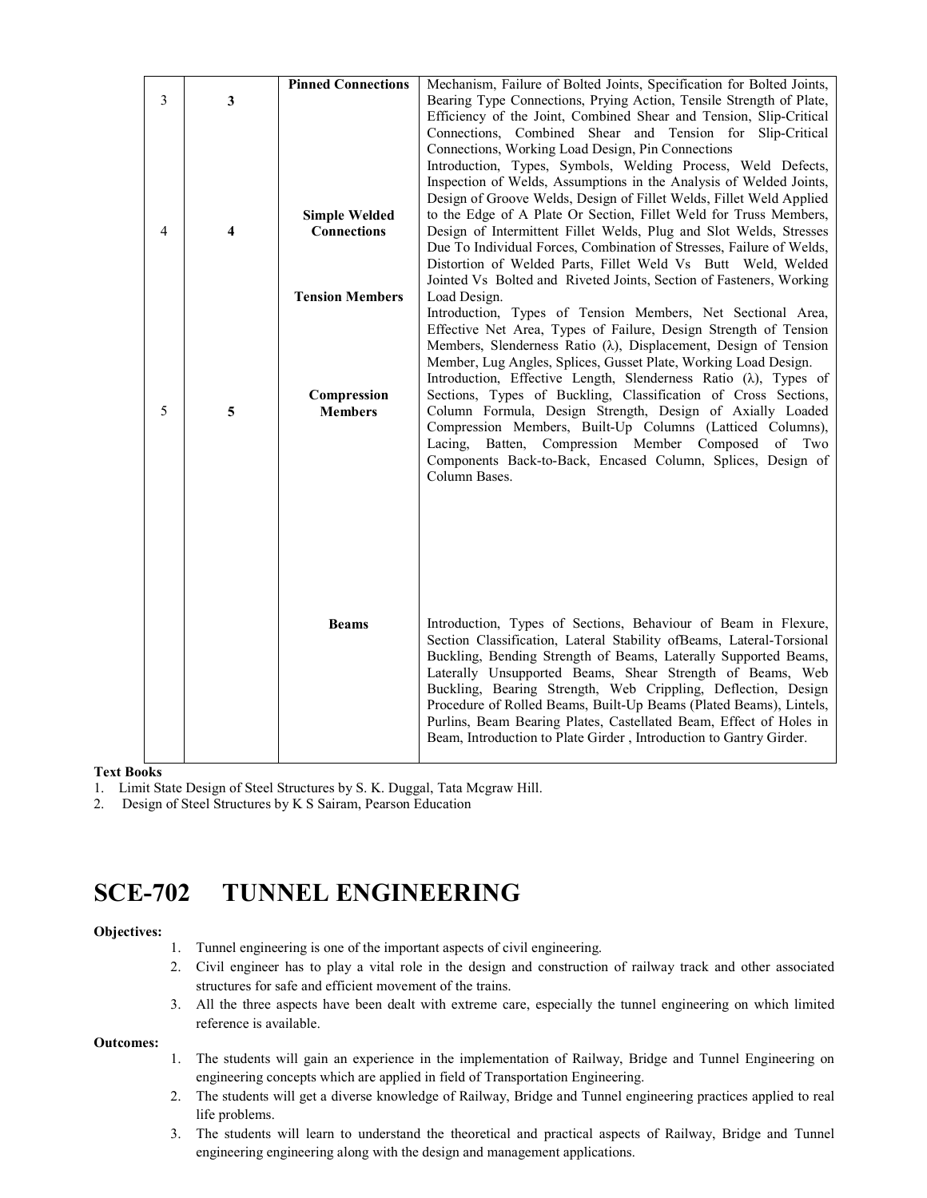| | | | |
|---|---|---|---|
| 3 | 3 | Pinned Connections | Mechanism, Failure of Bolted Joints, Specification for Bolted Joints, Bearing Type Connections, Prying Action, Tensile Strength of Plate, Efficiency of the Joint, Combined Shear and Tension, Slip-Critical Connections, Combined Shear and Tension for Slip-Critical Connections, Working Load Design, Pin Connections |
| 4 | 4 | Simple Welded Connections | Introduction, Types, Symbols, Welding Process, Weld Defects, Inspection of Welds, Assumptions in the Analysis of Welded Joints, Design of Groove Welds, Design of Fillet Welds, Fillet Weld Applied to the Edge of A Plate Or Section, Fillet Weld for Truss Members, Design of Intermittent Fillet Welds, Plug and Slot Welds, Stresses Due To Individual Forces, Combination of Stresses, Failure of Welds, Distortion of Welded Parts, Fillet Weld Vs Butt Weld, Welded Jointed Vs Bolted and Riveted Joints, Section of Fasteners, Working Load Design. |
| | | Tension Members | Introduction, Types of Tension Members, Net Sectional Area, Effective Net Area, Types of Failure, Design Strength of Tension Members, Slenderness Ratio (λ), Displacement, Design of Tension Member, Lug Angles, Splices, Gusset Plate, Working Load Design. |
| 5 | 5 | Compression Members | Introduction, Effective Length, Slenderness Ratio (λ), Types of Sections, Types of Buckling, Classification of Cross Sections, Column Formula, Design Strength, Design of Axially Loaded Compression Members, Built-Up Columns (Latticed Columns), Lacing, Batten, Compression Member Composed of Two Components Back-to-Back, Encased Column, Splices, Design of Column Bases. |
| | | Beams | Introduction, Types of Sections, Behaviour of Beam in Flexure, Section Classification, Lateral Stability ofBeams, Lateral-Torsional Buckling, Bending Strength of Beams, Laterally Supported Beams, Laterally Unsupported Beams, Shear Strength of Beams, Web Buckling, Bearing Strength, Web Crippling, Deflection, Design Procedure of Rolled Beams, Built-Up Beams (Plated Beams), Lintels, Purlins, Beam Bearing Plates, Castellated Beam, Effect of Holes in Beam, Introduction to Plate Girder , Introduction to Gantry Girder. |

**Text Books**

1. Limit State Design of Steel Structures by S. K. Duggal, Tata Mcgraw Hill.
2. Design of Steel Structures by K S Sairam, Pearson Education

# SCE-702 TUNNEL ENGINEERING

**Objectives:**

1. Tunnel engineering is one of the important aspects of civil engineering.
2. Civil engineer has to play a vital role in the design and construction of railway track and other associated structures for safe and efficient movement of the trains.
3. All the three aspects have been dealt with extreme care, especially the tunnel engineering on which limited reference is available.

**Outcomes:**

1. The students will gain an experience in the implementation of Railway, Bridge and Tunnel Engineering on engineering concepts which are applied in field of Transportation Engineering.
2. The students will get a diverse knowledge of Railway, Bridge and Tunnel engineering practices applied to real life problems.
3. The students will learn to understand the theoretical and practical aspects of Railway, Bridge and Tunnel engineering engineering along with the design and management applications.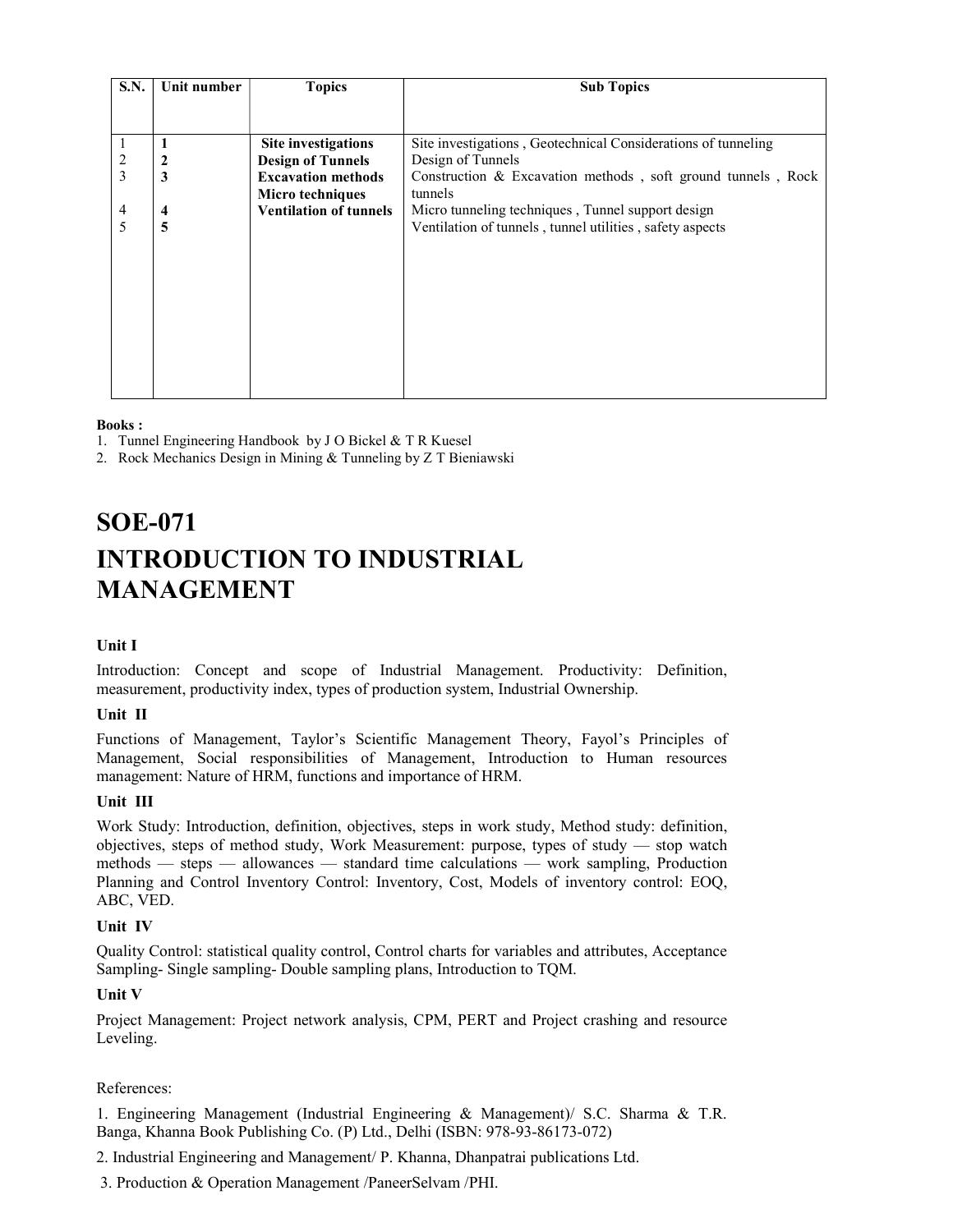| S.N. | Unit number | Topics | Sub Topics |
|---|---|---|---|
| 1 | **1** | **Site investigations** | Site investigations , Geotechnical Considerations of tunneling |
| 2 | **2** | **Design of Tunnels** | Design of Tunnels |
| 3 | **3** | **Excavation methods** | Construction & Excavation methods , soft ground tunnels , Rock tunnels |
| 4 | **4** | **Micro techniques** | Micro tunneling techniques , Tunnel support design |
| 5 | **5** | **Ventilation of tunnels** | Ventilation of tunnels , tunnel utilities , safety aspects |

**Books :**

1. Tunnel Engineering Handbook by J O Bickel & T R Kuesel
2. Rock Mechanics Design in Mining & Tunneling by Z T Bieniawski

# SOE-071

# INTRODUCTION TO INDUSTRIAL MANAGEMENT

### Unit I

Introduction: Concept and scope of Industrial Management. Productivity: Definition, measurement, productivity index, types of production system, Industrial Ownership.

### Unit II

Functions of Management, Taylor's Scientific Management Theory, Fayol's Principles of Management, Social responsibilities of Management, Introduction to Human resources management: Nature of HRM, functions and importance of HRM.

### Unit III

Work Study: Introduction, definition, objectives, steps in work study, Method study: definition, objectives, steps of method study, Work Measurement: purpose, types of study — stop watch methods — steps — allowances — standard time calculations — work sampling, Production Planning and Control Inventory Control: Inventory, Cost, Models of inventory control: EOQ, ABC, VED.

### Unit IV

Quality Control: statistical quality control, Control charts for variables and attributes, Acceptance Sampling- Single sampling- Double sampling plans, Introduction to TQM.

### Unit V

Project Management: Project network analysis, CPM, PERT and Project crashing and resource Leveling.

References:

1. Engineering Management (Industrial Engineering & Management)/ S.C. Sharma & T.R. Banga, Khanna Book Publishing Co. (P) Ltd., Delhi (ISBN: 978-93-86173-072)
2. Industrial Engineering and Management/ P. Khanna, Dhanpatrai publications Ltd.
3. Production & Operation Management /PaneerSelvam /PHI.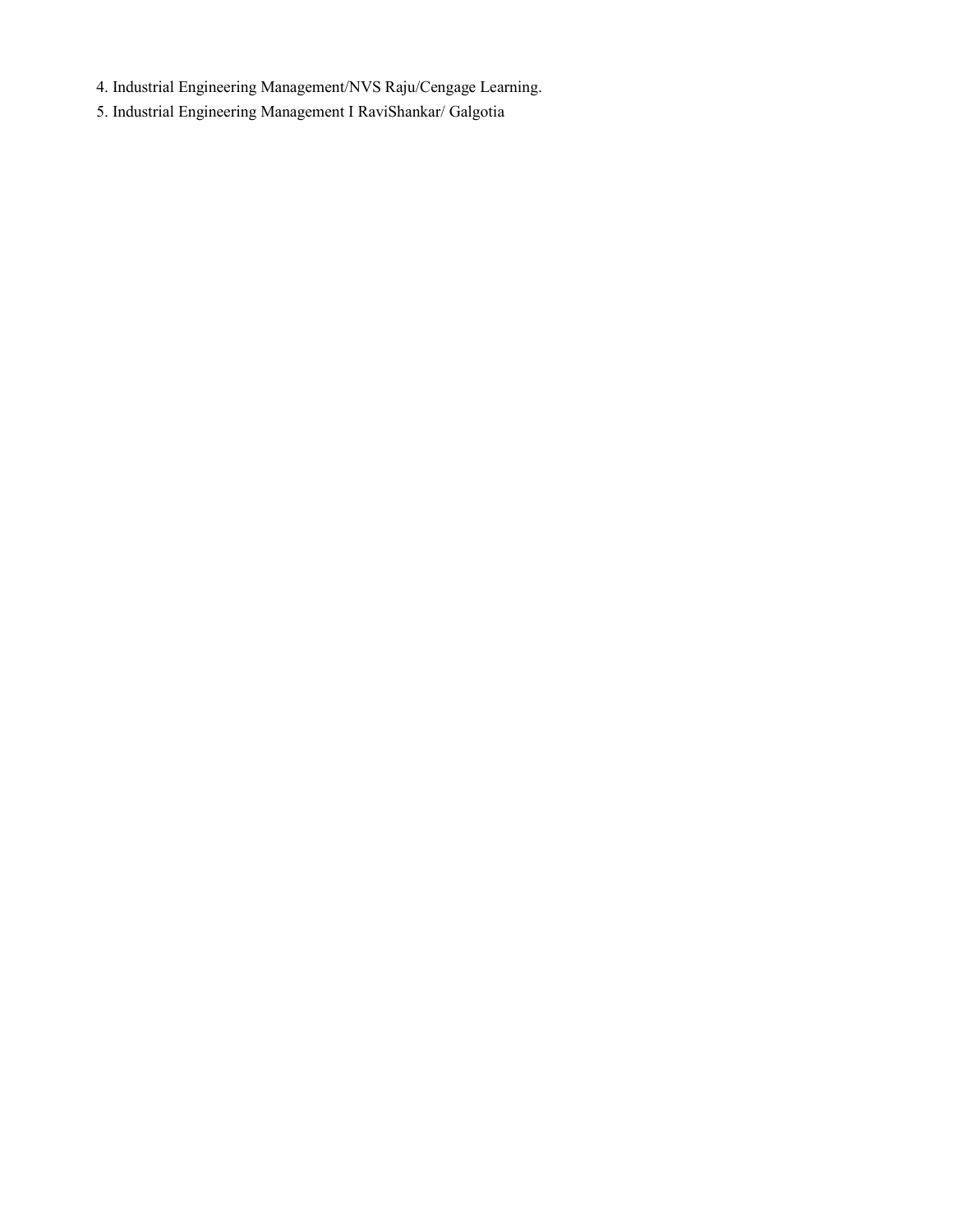4. Industrial Engineering Management/NVS Raju/Cengage Learning.
5. Industrial Engineering Management I RaviShankar/ Galgotia